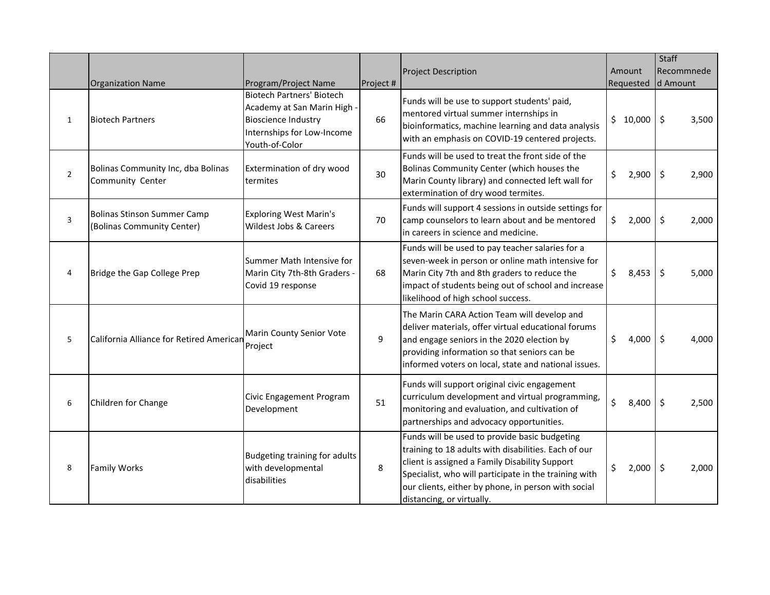| | Organization Name | Program/Project Name | Project # | Project Description | Amount Requested | Staff Recommnede d Amount |
|---|---|---|---|---|---|---|
| 1 | Biotech Partners | Biotech Partners' Biotech Academy at San Marin High - Bioscience Industry Internships for Low-Income Youth-of-Color | 66 | Funds will be use to support students' paid, mentored virtual summer internships in bioinformatics, machine learning and data analysis with an emphasis on COVID-19 centered projects. | $ 10,000 | $ 3,500 |
| 2 | Bolinas Community Inc, dba Bolinas Community Center | Extermination of dry wood termites | 30 | Funds will be used to treat the front side of the Bolinas Community Center (which houses the Marin County library) and connected left wall for extermination of dry wood termites. | $ 2,900 | $ 2,900 |
| 3 | Bolinas Stinson Summer Camp (Bolinas Community Center) | Exploring West Marin's Wildest Jobs & Careers | 70 | Funds will support 4 sessions in outside settings for camp counselors to learn about and be mentored in careers in science and medicine. | $ 2,000 | $ 2,000 |
| 4 | Bridge the Gap College Prep | Summer Math Intensive for Marin City 7th-8th Graders - Covid 19 response | 68 | Funds will be used to pay teacher salaries for a seven-week in person or online math intensive for Marin City 7th and 8th graders to reduce the impact of students being out of school and increase likelihood of high school success. | $ 8,453 | $ 5,000 |
| 5 | California Alliance for Retired American | Marin County Senior Vote Project | 9 | The Marin CARA Action Team will develop and deliver materials, offer virtual educational forums and engage seniors in the 2020 election by providing information so that seniors can be informed voters on local, state and national issues. | $ 4,000 | $ 4,000 |
| 6 | Children for Change | Civic Engagement Program Development | 51 | Funds will support original civic engagement curriculum development and virtual programming, monitoring and evaluation, and cultivation of partnerships and advocacy opportunities. | $ 8,400 | $ 2,500 |
| 8 | Family Works | Budgeting training for adults with developmental disabilities | 8 | Funds will be used to provide basic budgeting training to 18 adults with disabilities. Each of our client is assigned a Family Disability Support Specialist, who will participate in the training with our clients, either by phone, in person with social distancing, or virtually. | $ 2,000 | $ 2,000 |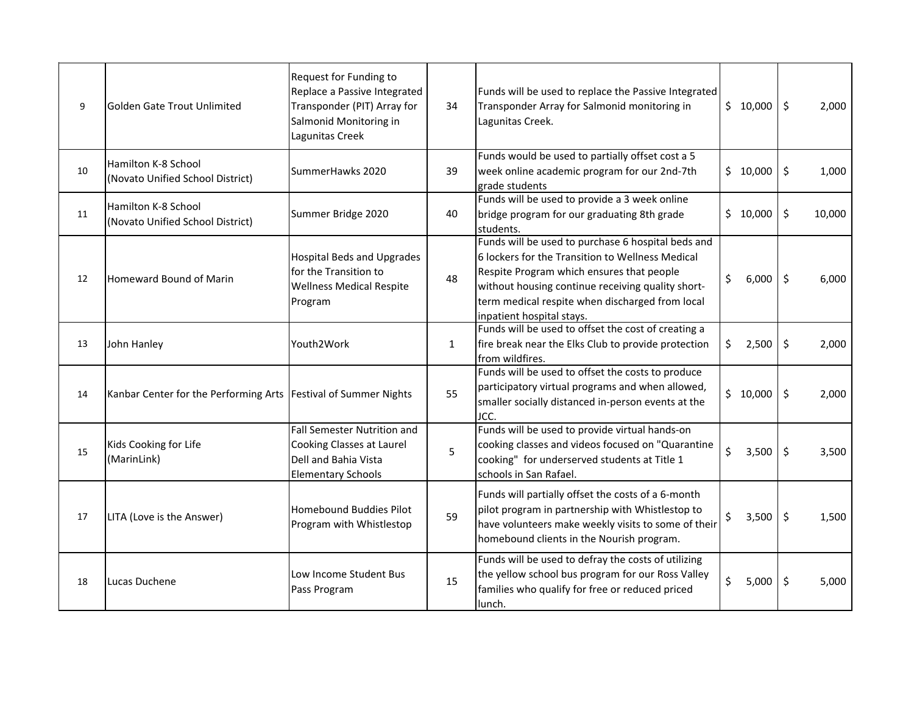| 9 | Golden Gate Trout Unlimited | Request for Funding to Replace a Passive Integrated Transponder (PIT) Array for Salmonid Monitoring in Lagunitas Creek | 34 | Funds will be used to replace the Passive Integrated Transponder Array for Salmonid monitoring in Lagunitas Creek. | $ 10,000 | $ 2,000 |
|---|---|---|---|---|---|---|
| 10 | Hamilton K-8 School (Novato Unified School District) | SummerHawks 2020 | 39 | Funds would be used to partially offset cost a 5 week online academic program for our 2nd-7th grade students | $ 10,000 | $ 1,000 |
| 11 | Hamilton K-8 School (Novato Unified School District) | Summer Bridge 2020 | 40 | Funds will be used to provide a 3 week online bridge program for our graduating 8th grade students. | $ 10,000 | $ 10,000 |
| 12 | Homeward Bound of Marin | Hospital Beds and Upgrades for the Transition to Wellness Medical Respite Program | 48 | Funds will be used to purchase 6 hospital beds and 6 lockers for the Transition to Wellness Medical Respite Program which ensures that people without housing continue receiving quality short-term medical respite when discharged from local inpatient hospital stays. | $ 6,000 | $ 6,000 |
| 13 | John Hanley | Youth2Work | 1 | Funds will be used to offset the cost of creating a fire break near the Elks Club to provide protection from wildfires. | $ 2,500 | $ 2,000 |
| 14 | Kanbar Center for the Performing Arts | Festival of Summer Nights | 55 | Funds will be used to offset the costs to produce participatory virtual programs and when allowed, smaller socially distanced in-person events at the JCC. | $ 10,000 | $ 2,000 |
| 15 | Kids Cooking for Life (MarinLink) | Fall Semester Nutrition and Cooking Classes at Laurel Dell and Bahia Vista Elementary Schools | 5 | Funds will be used to provide virtual hands-on cooking classes and videos focused on "Quarantine cooking" for underserved students at Title 1 schools in San Rafael. | $ 3,500 | $ 3,500 |
| 17 | LITA (Love is the Answer) | Homebound Buddies Pilot Program with Whistlestop | 59 | Funds will partially offset the costs of a 6-month pilot program in partnership with Whistlestop to have volunteers make weekly visits to some of their homebound clients in the Nourish program. | $ 3,500 | $ 1,500 |
| 18 | Lucas Duchene | Low Income Student Bus Pass Program | 15 | Funds will be used to defray the costs of utilizing the yellow school bus program for our Ross Valley families who qualify for free or reduced priced lunch. | $ 5,000 | $ 5,000 |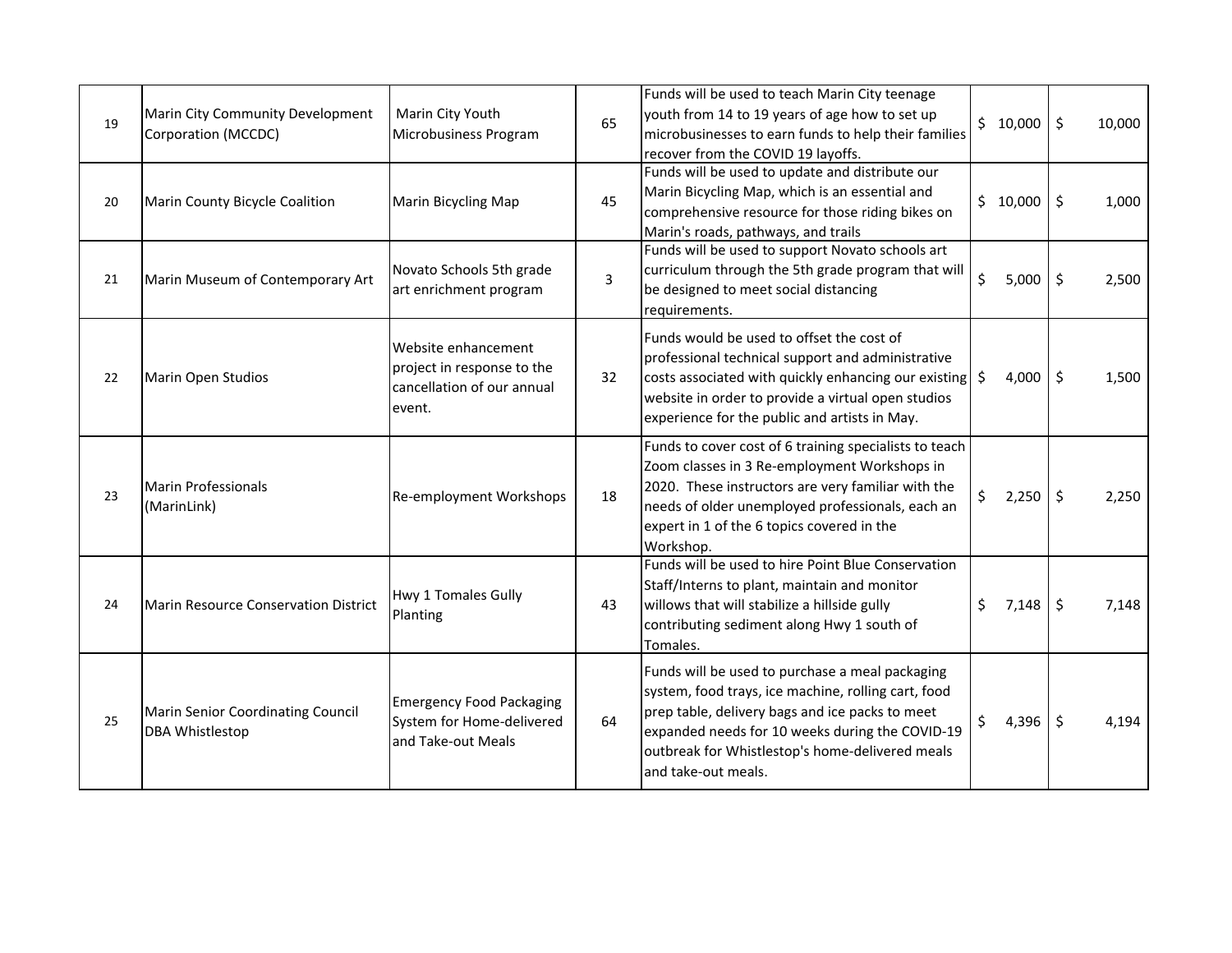| | | | | | | |
|---|---|---|---|---|---|---|
| 19 | Marin City Community Development Corporation (MCCDC) | Marin City Youth Microbusiness Program | 65 | Funds will be used to teach Marin City teenage youth from 14 to 19 years of age how to set up microbusinesses to earn funds to help their families recover from the COVID 19 layoffs. | $ 10,000 | $ 10,000 |
| 20 | Marin County Bicycle Coalition | Marin Bicycling Map | 45 | Funds will be used to update and distribute our Marin Bicycling Map, which is an essential and comprehensive resource for those riding bikes on Marin's roads, pathways, and trails | $ 10,000 | $ 1,000 |
| 21 | Marin Museum of Contemporary Art | Novato Schools 5th grade art enrichment program | 3 | Funds will be used to support Novato schools art curriculum through the 5th grade program that will be designed to meet social distancing requirements. | $ 5,000 | $ 2,500 |
| 22 | Marin Open Studios | Website enhancement project in response to the cancellation of our annual event. | 32 | Funds would be used to offset the cost of professional technical support and administrative costs associated with quickly enhancing our existing website in order to provide a virtual open studios experience for the public and artists in May. | $ 4,000 | $ 1,500 |
| 23 | Marin Professionals (MarinLink) | Re-employment Workshops | 18 | Funds to cover cost of 6 training specialists to teach Zoom classes in 3 Re-employment Workshops in 2020. These instructors are very familiar with the needs of older unemployed professionals, each an expert in 1 of the 6 topics covered in the Workshop. | $ 2,250 | $ 2,250 |
| 24 | Marin Resource Conservation District | Hwy 1 Tomales Gully Planting | 43 | Funds will be used to hire Point Blue Conservation Staff/Interns to plant, maintain and monitor willows that will stabilize a hillside gully contributing sediment along Hwy 1 south of Tomales. | $ 7,148 | $ 7,148 |
| 25 | Marin Senior Coordinating Council DBA Whistlestop | Emergency Food Packaging System for Home-delivered and Take-out Meals | 64 | Funds will be used to purchase a meal packaging system, food trays, ice machine, rolling cart, food prep table, delivery bags and ice packs to meet expanded needs for 10 weeks during the COVID-19 outbreak for Whistlestop's home-delivered meals and take-out meals. | $ 4,396 | $ 4,194 |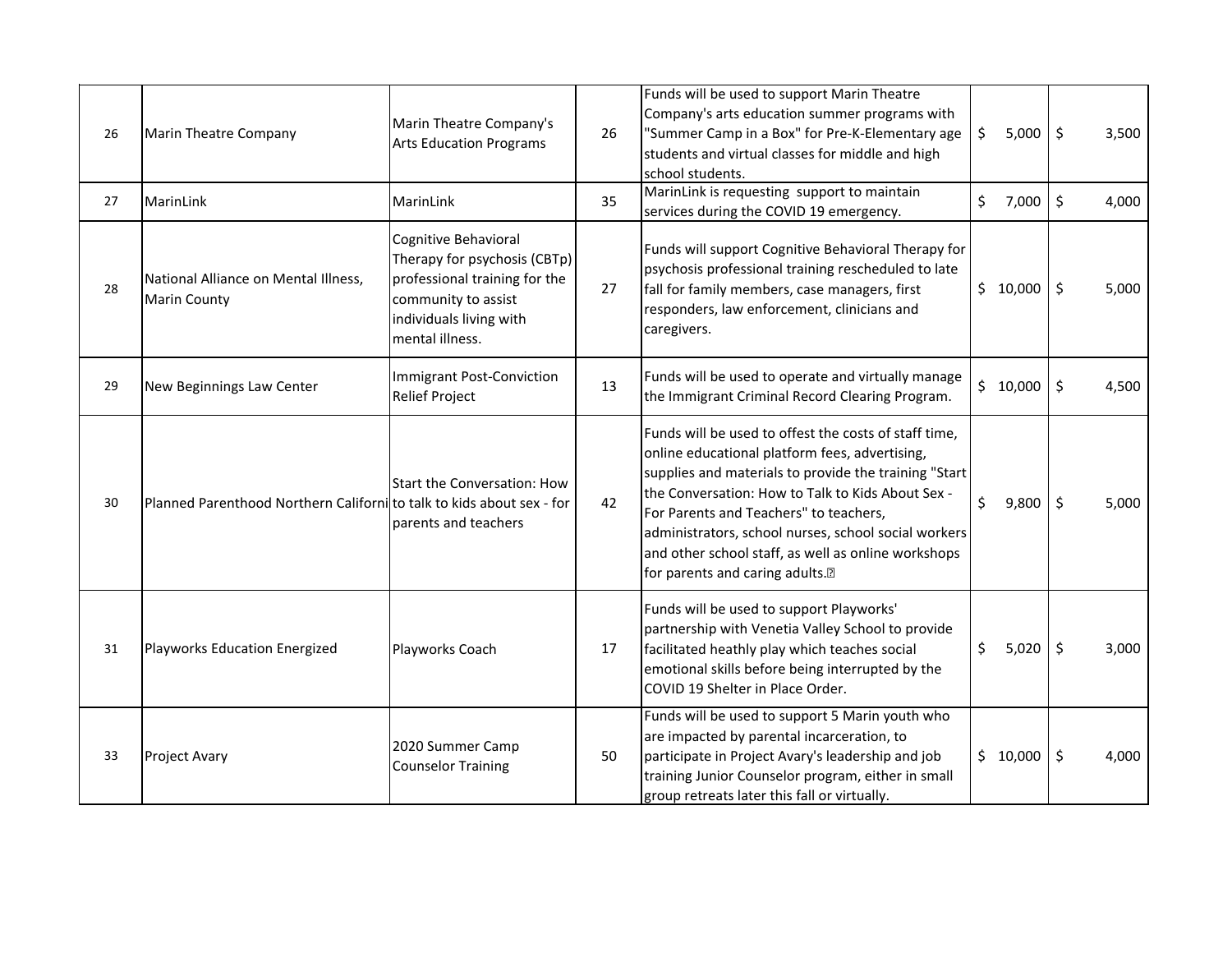| | | | | | | |
|---|---|---|---|---|---|---|
| 26 | Marin Theatre Company | Marin Theatre Company's Arts Education Programs | 26 | Funds will be used to support Marin Theatre Company's arts education summer programs with "Summer Camp in a Box" for Pre-K-Elementary age students and virtual classes for middle and high school students. | $ 5,000 | $ 3,500 |
| 27 | MarinLink | MarinLink | 35 | MarinLink is requesting support to maintain services during the COVID 19 emergency. | $ 7,000 | $ 4,000 |
| 28 | National Alliance on Mental Illness, Marin County | Cognitive Behavioral Therapy for psychosis (CBTp) professional training for the community to assist individuals living with mental illness. | 27 | Funds will support Cognitive Behavioral Therapy for psychosis professional training rescheduled to late fall for family members, case managers, first responders, law enforcement, clinicians and caregivers. | $ 10,000 | $ 5,000 |
| 29 | New Beginnings Law Center | Immigrant Post-Conviction Relief Project | 13 | Funds will be used to operate and virtually manage the Immigrant Criminal Record Clearing Program. | $ 10,000 | $ 4,500 |
| 30 | Planned Parenthood Northern Californi | Start the Conversation: How to talk to kids about sex - for parents and teachers | 42 | Funds will be used to offest the costs of staff time, online educational platform fees, advertising, supplies and materials to provide the training "Start the Conversation: How to Talk to Kids About Sex - For Parents and Teachers" to teachers, administrators, school nurses, school social workers and other school staff, as well as online workshops for parents and caring adults. | $ 9,800 | $ 5,000 |
| 31 | Playworks Education Energized | Playworks Coach | 17 | Funds will be used to support Playworks' partnership with Venetia Valley School to provide facilitated heathly play which teaches social emotional skills before being interrupted by the COVID 19 Shelter in Place Order. | $ 5,020 | $ 3,000 |
| 33 | Project Avary | 2020 Summer Camp Counselor Training | 50 | Funds will be used to support 5 Marin youth who are impacted by parental incarceration, to participate in Project Avary's leadership and job training Junior Counselor program, either in small group retreats later this fall or virtually. | $ 10,000 | $ 4,000 |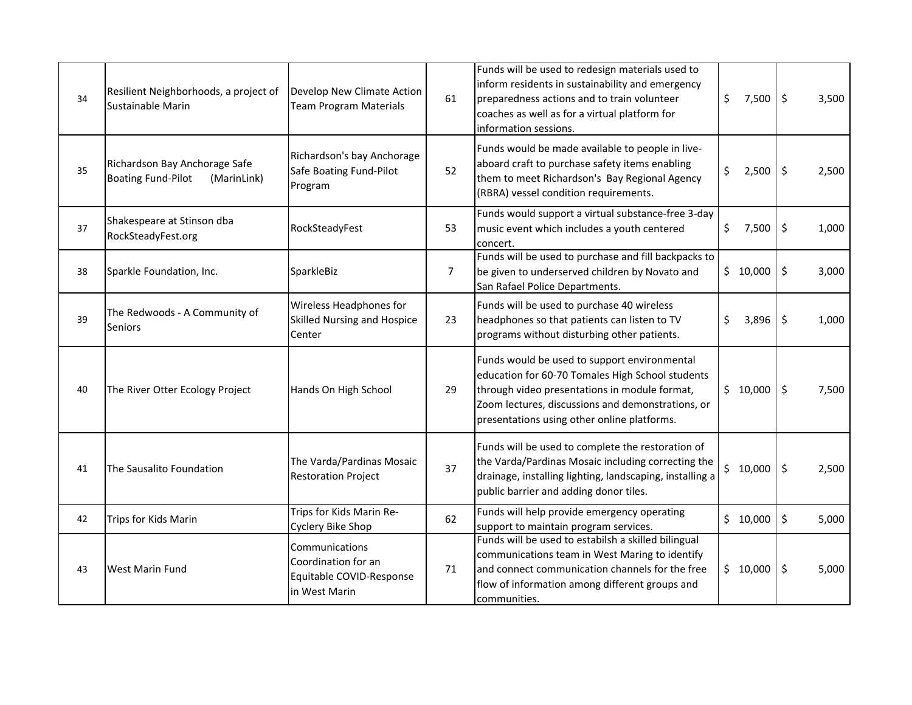| 34 | Resilient Neighborhoods, a project of Sustainable Marin | Develop New Climate Action Team Program Materials | 61 | Funds will be used to redesign materials used to inform residents in sustainability and emergency preparedness actions and to train volunteer coaches as well as for a virtual platform for information sessions. | $ 7,500 | $ 3,500 |
|---|---|---|---|---|---|---|
| 35 | Richardson Bay Anchorage Safe Boating Fund-Pilot (MarinLink) | Richardson's bay Anchorage Safe Boating Fund-Pilot Program | 52 | Funds would be made available to people in live-aboard craft to purchase safety items enabling them to meet Richardson's Bay Regional Agency (RBRA) vessel condition requirements. | $ 2,500 | $ 2,500 |
| 37 | Shakespeare at Stinson dba RockSteadyFest.org | RockSteadyFest | 53 | Funds would support a virtual substance-free 3-day music event which includes a youth centered concert. | $ 7,500 | $ 1,000 |
| 38 | Sparkle Foundation, Inc. | SparkleBiz | 7 | Funds will be used to purchase and fill backpacks to be given to underserved children by Novato and San Rafael Police Departments. | $ 10,000 | $ 3,000 |
| 39 | The Redwoods - A Community of Seniors | Wireless Headphones for Skilled Nursing and Hospice Center | 23 | Funds will be used to purchase 40 wireless headphones so that patients can listen to TV programs without disturbing other patients. | $ 3,896 | $ 1,000 |
| 40 | The River Otter Ecology Project | Hands On High School | 29 | Funds would be used to support environmental education for 60-70 Tomales High School students through video presentations in module format, Zoom lectures, discussions and demonstrations, or presentations using other online platforms. | $ 10,000 | $ 7,500 |
| 41 | The Sausalito Foundation | The Varda/Pardinas Mosaic Restoration Project | 37 | Funds will be used to complete the restoration of the Varda/Pardinas Mosaic including correcting the drainage, installing lighting, landscaping, installing a public barrier and adding donor tiles. | $ 10,000 | $ 2,500 |
| 42 | Trips for Kids Marin | Trips for Kids Marin Re-Cyclery Bike Shop | 62 | Funds will help provide emergency operating support to maintain program services. | $ 10,000 | $ 5,000 |
| 43 | West Marin Fund | Communications Coordination for an Equitable COVID-Response in West Marin | 71 | Funds will be used to estabilsh a skilled bilingual communications team in West Maring to identify and connect communication channels for the free flow of information among different groups and communities. | $ 10,000 | $ 5,000 |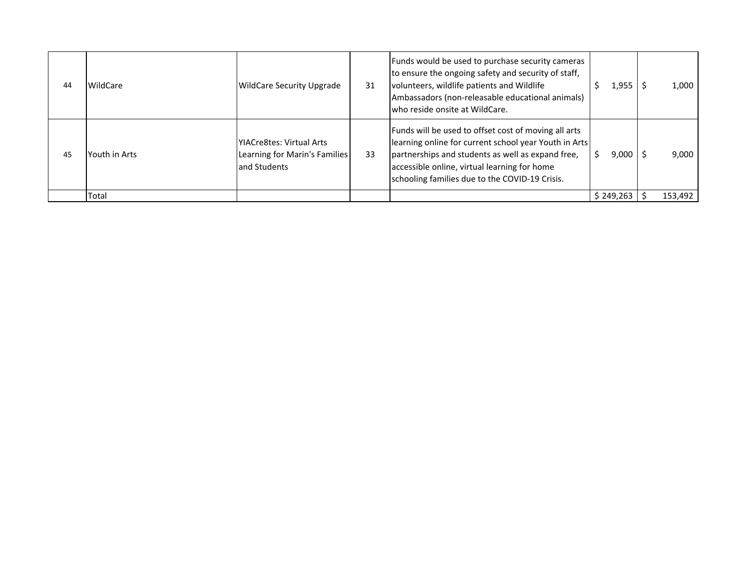| | | | | | | |
|---|---|---|---|---|---|---|
| 44 | WildCare | WildCare Security Upgrade | 31 | Funds would be used to purchase security cameras to ensure the ongoing safety and security of staff, volunteers, wildlife patients and Wildlife Ambassadors (non-releasable educational animals) who reside onsite at WildCare. | $ 1,955 | $ 1,000 |
| 45 | Youth in Arts | YIACre8tes: Virtual Arts Learning for Marin's Families and Students | 33 | Funds will be used to offset cost of moving all arts learning online for current school year Youth in Arts partnerships and students as well as expand free, accessible online, virtual learning for home schooling families due to the COVID-19 Crisis. | $ 9,000 | $ 9,000 |
| | Total | | | | $ 249,263 | $ 153,492 |